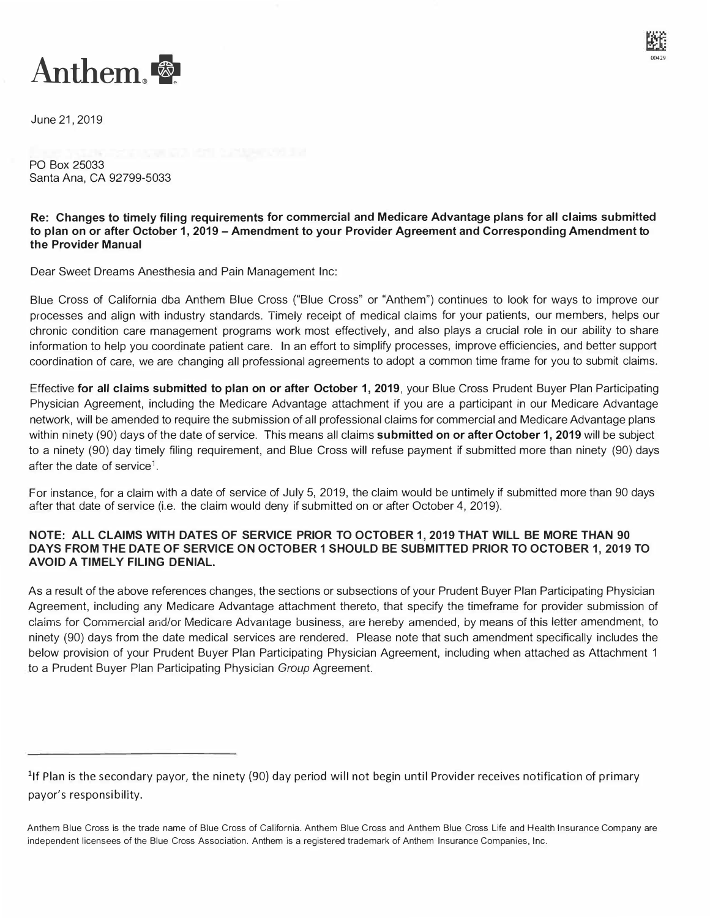# Anthem.

June 21, 2019

PO Box 25033
Santa Ana, CA 92799-5033

**Re: Changes to timely filing requirements for commercial and Medicare Advantage plans for all claims submitted to plan on or after October 1, 2019 – Amendment to your Provider Agreement and Corresponding Amendment to the Provider Manual**

Dear Sweet Dreams Anesthesia and Pain Management Inc:

Blue Cross of California dba Anthem Blue Cross ("Blue Cross" or "Anthem") continues to look for ways to improve our processes and align with industry standards. Timely receipt of medical claims for your patients, our members, helps our chronic condition care management programs work most effectively, and also plays a crucial role in our ability to share information to help you coordinate patient care. In an effort to simplify processes, improve efficiencies, and better support coordination of care, we are changing all professional agreements to adopt a common time frame for you to submit claims.

Effective **for all claims submitted to plan on or after October 1, 2019**, your Blue Cross Prudent Buyer Plan Participating Physician Agreement, including the Medicare Advantage attachment if you are a participant in our Medicare Advantage network, will be amended to require the submission of all professional claims for commercial and Medicare Advantage plans within ninety (90) days of the date of service. This means all claims **submitted on or after October 1, 2019** will be subject to a ninety (90) day timely filing requirement, and Blue Cross will refuse payment if submitted more than ninety (90) days after the date of service[1].

For instance, for a claim with a date of service of July 5, 2019, the claim would be untimely if submitted more than 90 days after that date of service (i.e. the claim would deny if submitted on or after October 4, 2019).

**NOTE: ALL CLAIMS WITH DATES OF SERVICE PRIOR TO OCTOBER 1, 2019 THAT WILL BE MORE THAN 90 DAYS FROM THE DATE OF SERVICE ON OCTOBER 1 SHOULD BE SUBMITTED PRIOR TO OCTOBER 1, 2019 TO AVOID A TIMELY FILING DENIAL.**

As a result of the above references changes, the sections or subsections of your Prudent Buyer Plan Participating Physician Agreement, including any Medicare Advantage attachment thereto, that specify the timeframe for provider submission of claims for Commercial and/or Medicare Advantage business, are hereby amended, by means of this letter amendment, to ninety (90) days from the date medical services are rendered. Please note that such amendment specifically includes the below provision of your Prudent Buyer Plan Participating Physician Agreement, including when attached as Attachment 1 to a Prudent Buyer Plan Participating Physician *Group* Agreement.

---

[1] If Plan is the secondary payor, the ninety (90) day period will not begin until Provider receives notification of primary payor's responsibility.

Anthem Blue Cross is the trade name of Blue Cross of California. Anthem Blue Cross and Anthem Blue Cross Life and Health Insurance Company are independent licensees of the Blue Cross Association. Anthem is a registered trademark of Anthem Insurance Companies, Inc.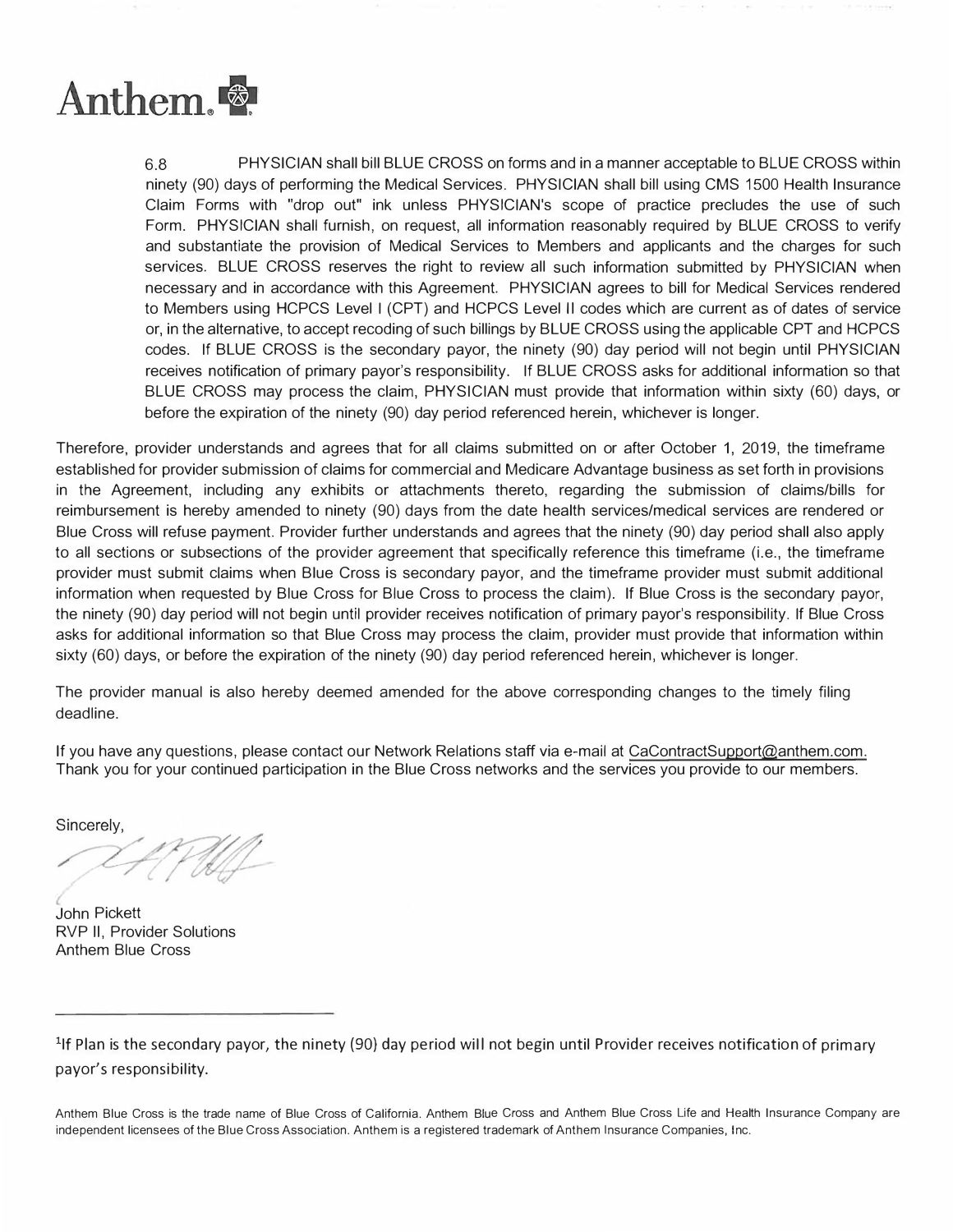6.8 PHYSICIAN shall bill BLUE CROSS on forms and in a manner acceptable to BLUE CROSS within ninety (90) days of performing the Medical Services. PHYSICIAN shall bill using CMS 1500 Health Insurance Claim Forms with "drop out" ink unless PHYSICIAN's scope of practice precludes the use of such Form. PHYSICIAN shall furnish, on request, all information reasonably required by BLUE CROSS to verify and substantiate the provision of Medical Services to Members and applicants and the charges for such services. BLUE CROSS reserves the right to review all such information submitted by PHYSICIAN when necessary and in accordance with this Agreement. PHYSICIAN agrees to bill for Medical Services rendered to Members using HCPCS Level I (CPT) and HCPCS Level II codes which are current as of dates of service or, in the alternative, to accept recoding of such billings by BLUE CROSS using the applicable CPT and HCPCS codes. If BLUE CROSS is the secondary payor, the ninety (90) day period will not begin until PHYSICIAN receives notification of primary payor's responsibility. If BLUE CROSS asks for additional information so that BLUE CROSS may process the claim, PHYSICIAN must provide that information within sixty (60) days, or before the expiration of the ninety (90) day period referenced herein, whichever is longer.

Therefore, provider understands and agrees that for all claims submitted on or after October 1, 2019, the timeframe established for provider submission of claims for commercial and Medicare Advantage business as set forth in provisions in the Agreement, including any exhibits or attachments thereto, regarding the submission of claims/bills for reimbursement is hereby amended to ninety (90) days from the date health services/medical services are rendered or Blue Cross will refuse payment. Provider further understands and agrees that the ninety (90) day period shall also apply to all sections or subsections of the provider agreement that specifically reference this timeframe (i.e., the timeframe provider must submit claims when Blue Cross is secondary payor, and the timeframe provider must submit additional information when requested by Blue Cross for Blue Cross to process the claim). If Blue Cross is the secondary payor, the ninety (90) day period will not begin until provider receives notification of primary payor's responsibility. If Blue Cross asks for additional information so that Blue Cross may process the claim, provider must provide that information within sixty (60) days, or before the expiration of the ninety (90) day period referenced herein, whichever is longer.

The provider manual is also hereby deemed amended for the above corresponding changes to the timely filing deadline.

If you have any questions, please contact our Network Relations staff via e-mail at CaContractSupport@anthem.com. Thank you for your continued participation in the Blue Cross networks and the services you provide to our members.

Sincerely,

John Pickett
RVP II, Provider Solutions
Anthem Blue Cross

---

[1] If Plan is the secondary payor, the ninety (90) day period will not begin until Provider receives notification of primary payor's responsibility.

Anthem Blue Cross is the trade name of Blue Cross of California. Anthem Blue Cross and Anthem Blue Cross Life and Health Insurance Company are independent licensees of the Blue Cross Association. Anthem is a registered trademark of Anthem Insurance Companies, Inc.